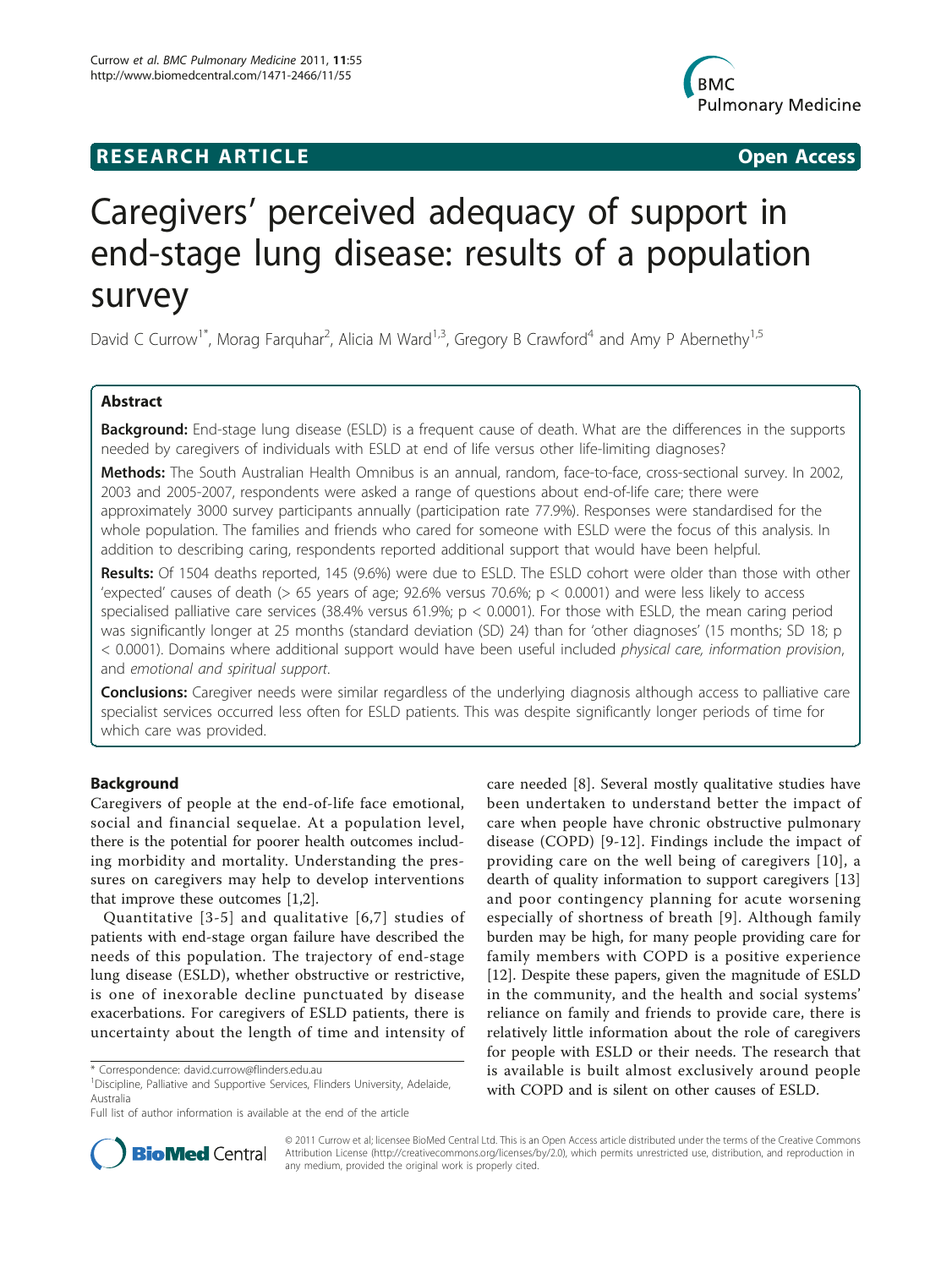**RESEARCH ARTICLE** **Open Access**

# Caregivers' perceived adequacy of support in end-stage lung disease: results of a population survey

David C Currow[1*], Morag Farquhar[2], Alicia M Ward[1,3], Gregory B Crawford[4] and Amy P Abernethy[1,5]

## Abstract

**Background:** End-stage lung disease (ESLD) is a frequent cause of death. What are the differences in the supports needed by caregivers of individuals with ESLD at end of life versus other life-limiting diagnoses?

**Methods:** The South Australian Health Omnibus is an annual, random, face-to-face, cross-sectional survey. In 2002, 2003 and 2005-2007, respondents were asked a range of questions about end-of-life care; there were approximately 3000 survey participants annually (participation rate 77.9%). Responses were standardised for the whole population. The families and friends who cared for someone with ESLD were the focus of this analysis. In addition to describing caring, respondents reported additional support that would have been helpful.

**Results:** Of 1504 deaths reported, 145 (9.6%) were due to ESLD. The ESLD cohort were older than those with other 'expected' causes of death (> 65 years of age; 92.6% versus 70.6%; $p < 0.0001$) and were less likely to access specialised palliative care services (38.4% versus 61.9%; $p < 0.0001$). For those with ESLD, the mean caring period was significantly longer at 25 months (standard deviation (SD) 24) than for 'other diagnoses' (15 months; SD 18; $p < 0.0001$). Domains where additional support would have been useful included *physical care, information provision*, and *emotional and spiritual support*.

**Conclusions:** Caregiver needs were similar regardless of the underlying diagnosis although access to palliative care specialist services occurred less often for ESLD patients. This was despite significantly longer periods of time for which care was provided.

## Background

Caregivers of people at the end-of-life face emotional, social and financial sequelae. At a population level, there is the potential for poorer health outcomes including morbidity and mortality. Understanding the pressures on caregivers may help to develop interventions that improve these outcomes [1,2].

Quantitative [3-5] and qualitative [6,7] studies of patients with end-stage organ failure have described the needs of this population. The trajectory of end-stage lung disease (ESLD), whether obstructive or restrictive, is one of inexorable decline punctuated by disease exacerbations. For caregivers of ESLD patients, there is uncertainty about the length of time and intensity of care needed [8]. Several mostly qualitative studies have been undertaken to understand better the impact of care when people have chronic obstructive pulmonary disease (COPD) [9-12]. Findings include the impact of providing care on the well being of caregivers [10], a dearth of quality information to support caregivers [13] and poor contingency planning for acute worsening especially of shortness of breath [9]. Although family burden may be high, for many people providing care for family members with COPD is a positive experience [12]. Despite these papers, given the magnitude of ESLD in the community, and the health and social systems' reliance on family and friends to provide care, there is relatively little information about the role of caregivers for people with ESLD or their needs. The research that is available is built almost exclusively around people with COPD and is silent on other causes of ESLD.

\* Correspondence: david.currow@flinders.edu.au
[1]Discipline, Palliative and Supportive Services, Flinders University, Adelaide, Australia
Full list of author information is available at the end of the article

© 2011 Currow et al; licensee BioMed Central Ltd. This is an Open Access article distributed under the terms of the Creative Commons Attribution License (http://creativecommons.org/licenses/by/2.0), which permits unrestricted use, distribution, and reproduction in any medium, provided the original work is properly cited.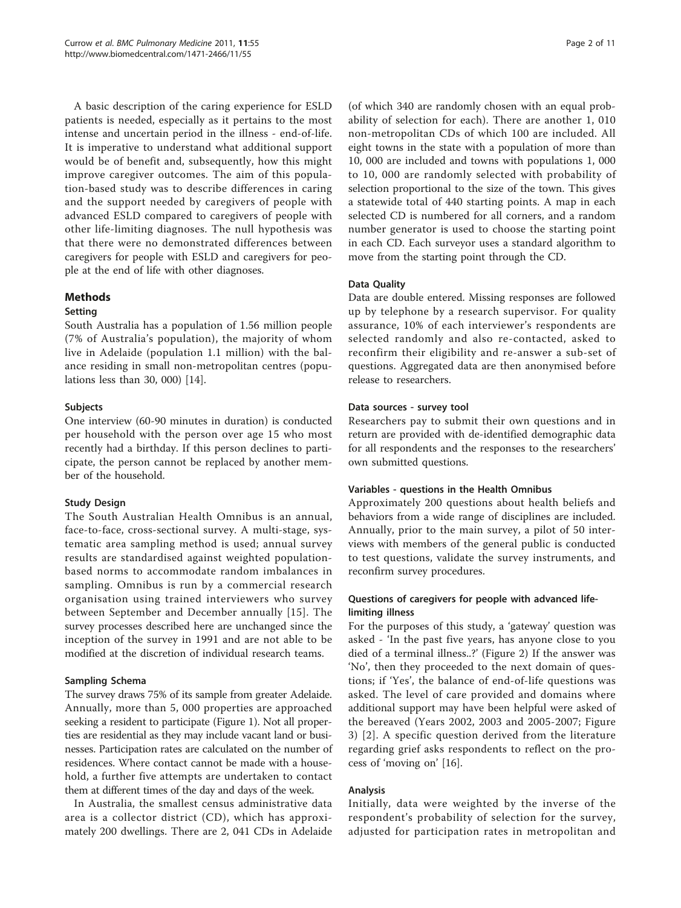A basic description of the caring experience for ESLD patients is needed, especially as it pertains to the most intense and uncertain period in the illness - end-of-life. It is imperative to understand what additional support would be of benefit and, subsequently, how this might improve caregiver outcomes. The aim of this population-based study was to describe differences in caring and the support needed by caregivers of people with advanced ESLD compared to caregivers of people with other life-limiting diagnoses. The null hypothesis was that there were no demonstrated differences between caregivers for people with ESLD and caregivers for people at the end of life with other diagnoses.

## Methods

### Setting

South Australia has a population of 1.56 million people (7% of Australia's population), the majority of whom live in Adelaide (population 1.1 million) with the balance residing in small non-metropolitan centres (populations less than 30, 000) [14].

### Subjects

One interview (60-90 minutes in duration) is conducted per household with the person over age 15 who most recently had a birthday. If this person declines to participate, the person cannot be replaced by another member of the household.

### Study Design

The South Australian Health Omnibus is an annual, face-to-face, cross-sectional survey. A multi-stage, systematic area sampling method is used; annual survey results are standardised against weighted population-based norms to accommodate random imbalances in sampling. Omnibus is run by a commercial research organisation using trained interviewers who survey between September and December annually [15]. The survey processes described here are unchanged since the inception of the survey in 1991 and are not able to be modified at the discretion of individual research teams.

### Sampling Schema

The survey draws 75% of its sample from greater Adelaide. Annually, more than 5, 000 properties are approached seeking a resident to participate (Figure 1). Not all properties are residential as they may include vacant land or businesses. Participation rates are calculated on the number of residences. Where contact cannot be made with a household, a further five attempts are undertaken to contact them at different times of the day and days of the week.

In Australia, the smallest census administrative data area is a collector district (CD), which has approximately 200 dwellings. There are 2, 041 CDs in Adelaide (of which 340 are randomly chosen with an equal probability of selection for each). There are another 1, 010 non-metropolitan CDs of which 100 are included. All eight towns in the state with a population of more than 10, 000 are included and towns with populations 1, 000 to 10, 000 are randomly selected with probability of selection proportional to the size of the town. This gives a statewide total of 440 starting points. A map in each selected CD is numbered for all corners, and a random number generator is used to choose the starting point in each CD. Each surveyor uses a standard algorithm to move from the starting point through the CD.

### Data Quality

Data are double entered. Missing responses are followed up by telephone by a research supervisor. For quality assurance, 10% of each interviewer's respondents are selected randomly and also re-contacted, asked to reconfirm their eligibility and re-answer a sub-set of questions. Aggregated data are then anonymised before release to researchers.

### Data sources - survey tool

Researchers pay to submit their own questions and in return are provided with de-identified demographic data for all respondents and the responses to the researchers' own submitted questions.

### Variables - questions in the Health Omnibus

Approximately 200 questions about health beliefs and behaviors from a wide range of disciplines are included. Annually, prior to the main survey, a pilot of 50 interviews with members of the general public is conducted to test questions, validate the survey instruments, and reconfirm survey procedures.

### Questions of caregivers for people with advanced life-limiting illness

For the purposes of this study, a 'gateway' question was asked - 'In the past five years, has anyone close to you died of a terminal illness..?' (Figure 2) If the answer was 'No', then they proceeded to the next domain of questions; if 'Yes', the balance of end-of-life questions was asked. The level of care provided and domains where additional support may have been helpful were asked of the bereaved (Years 2002, 2003 and 2005-2007; Figure 3) [2]. A specific question derived from the literature regarding grief asks respondents to reflect on the process of 'moving on' [16].

### Analysis

Initially, data were weighted by the inverse of the respondent's probability of selection for the survey, adjusted for participation rates in metropolitan and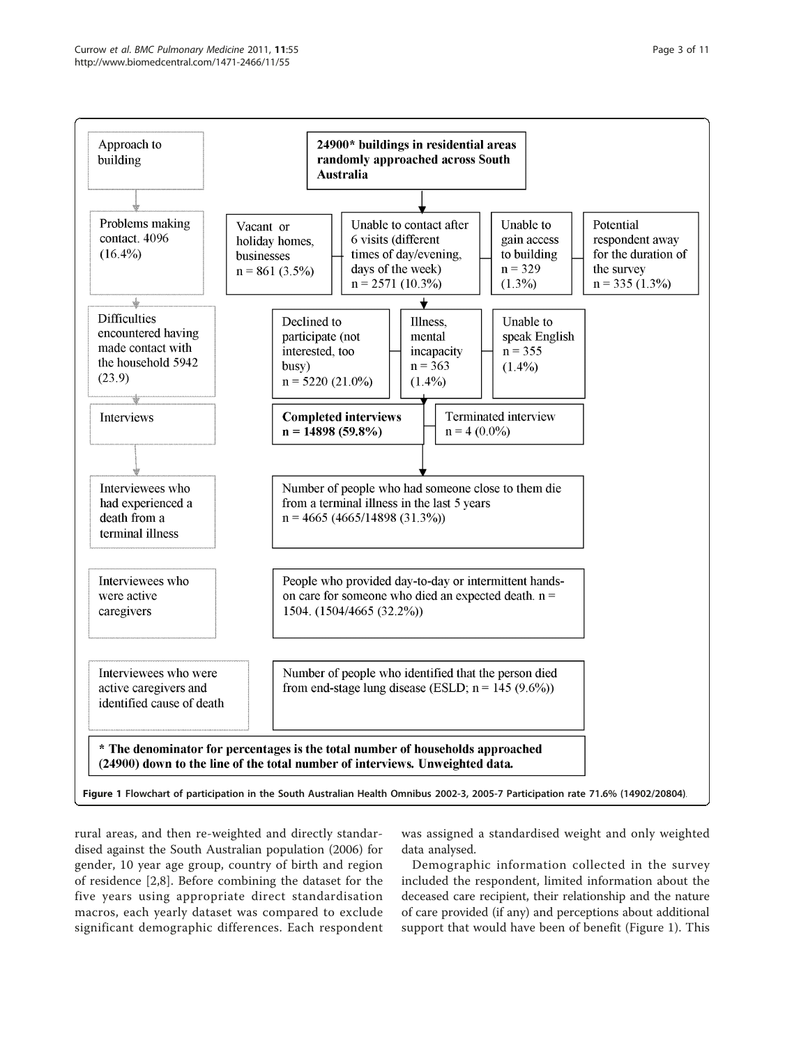Approach to building

**24900* buildings in residential areas randomly approached across South Australia**

Problems making contact. 4096 (16.4%)

- Vacant or holiday homes, businesses n = 861 (3.5%)
- Unable to contact after 6 visits (different times of day/evening, days of the week) n = 2571 (10.3%)
- Unable to gain access to building n = 329 (1.3%)
- Potential respondent away for the duration of the survey n = 335 (1.3%)

Difficulties encountered having made contact with the household 5942 (23.9)

- Declined to participate (not interested, too busy) n = 5220 (21.0%)
- Illness, mental incapacity n = 363 (1.4%)
- Unable to speak English n = 355 (1.4%)

Interviews

- **Completed interviews n = 14898 (59.8%)**
- Terminated interview n = 4 (0.0%)

Interviewees who had experienced a death from a terminal illness

Number of people who had someone close to them die from a terminal illness in the last 5 years n = 4665 (4665/14898 (31.3%))

Interviewees who were active caregivers

People who provided day-to-day or intermittent hands-on care for someone who died an expected death. n = 1504. (1504/4665 (32.2%))

Interviewees who were active caregivers and identified cause of death

Number of people who identified that the person died from end-stage lung disease (ESLD; n = 145 (9.6%))

**\* The denominator for percentages is the total number of households approached (24900) down to the line of the total number of interviews. Unweighted data.**

**Figure 1 Flowchart of participation in the South Australian Health Omnibus 2002-3, 2005-7 Participation rate 71.6% (14902/20804).**

rural areas, and then re-weighted and directly standardised against the South Australian population (2006) for gender, 10 year age group, country of birth and region of residence [2,8]. Before combining the dataset for the five years using appropriate direct standardisation macros, each yearly dataset was compared to exclude significant demographic differences. Each respondent was assigned a standardised weight and only weighted data analysed.

Demographic information collected in the survey included the respondent, limited information about the deceased care recipient, their relationship and the nature of care provided (if any) and perceptions about additional support that would have been of benefit (Figure 1). This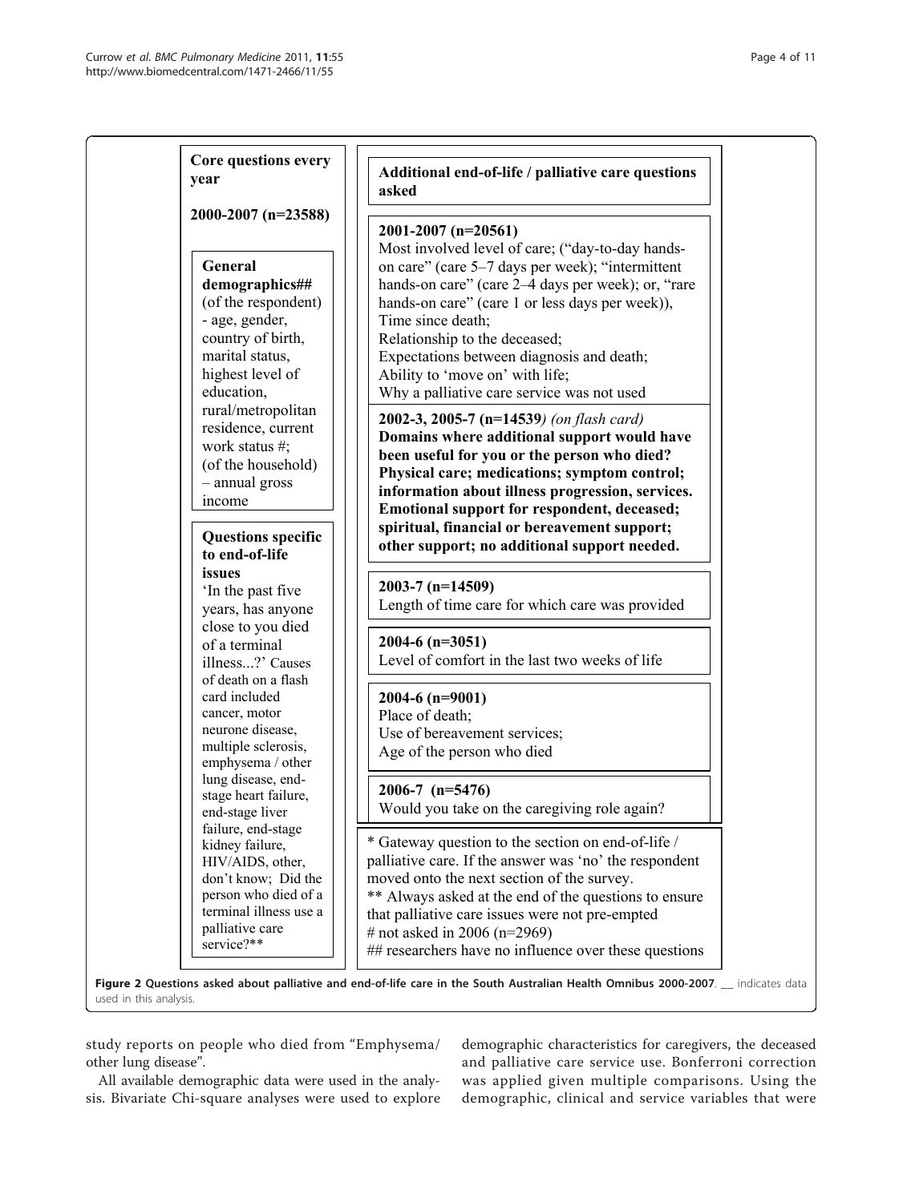**Core questions every year**

**2000-2007 (n=23588)**

**General demographics##**
(of the respondent) - age, gender, country of birth, marital status, highest level of education, rural/metropolitan residence, current work status #;
(of the household) – annual gross income

**Questions specific to end-of-life issues**
'In the past five years, has anyone close to you died of a terminal illness...?' Causes of death on a flash card included cancer, motor neurone disease, multiple sclerosis, emphysema / other lung disease, end-stage heart failure, end-stage liver failure, end-stage kidney failure, HIV/AIDS, other, don't know; Did the person who died of a terminal illness use a palliative care service?**

**Additional end-of-life / palliative care questions asked**

**2001-2007 (n=20561)**
Most involved level of care; ("day-to-day hands-on care" (care 5–7 days per week); "intermittent hands-on care" (care 2–4 days per week); or, "rare hands-on care" (care 1 or less days per week)),
Time since death;
Relationship to the deceased;
Expectations between diagnosis and death;
Ability to 'move on' with life;
Why a palliative care service was not used

**2002-3, 2005-7 (n=14539**) *(on flash card)*
**Domains where additional support would have been useful for you or the person who died? Physical care; medications; symptom control; information about illness progression, services. Emotional support for respondent, deceased; spiritual, financial or bereavement support; other support; no additional support needed.**

**2003-7 (n=14509)**
Length of time care for which care was provided

**2004-6 (n=3051)**
Level of comfort in the last two weeks of life

**2004-6 (n=9001)**
Place of death;
Use of bereavement services;
Age of the person who died

**2006-7 (n=5476)**
Would you take on the caregiving role again?

* Gateway question to the section on end-of-life / palliative care. If the answer was 'no' the respondent moved onto the next section of the survey.
** Always asked at the end of the questions to ensure that palliative care issues were not pre-empted
# not asked in 2006 (n=2969)
## researchers have no influence over these questions

**Figure 2 Questions asked about palliative and end-of-life care in the South Australian Health Omnibus 2000-2007**. __ indicates data used in this analysis.

study reports on people who died from "Emphysema/ other lung disease".

All available demographic data were used in the analysis. Bivariate Chi-square analyses were used to explore demographic characteristics for caregivers, the deceased and palliative care service use. Bonferroni correction was applied given multiple comparisons. Using the demographic, clinical and service variables that were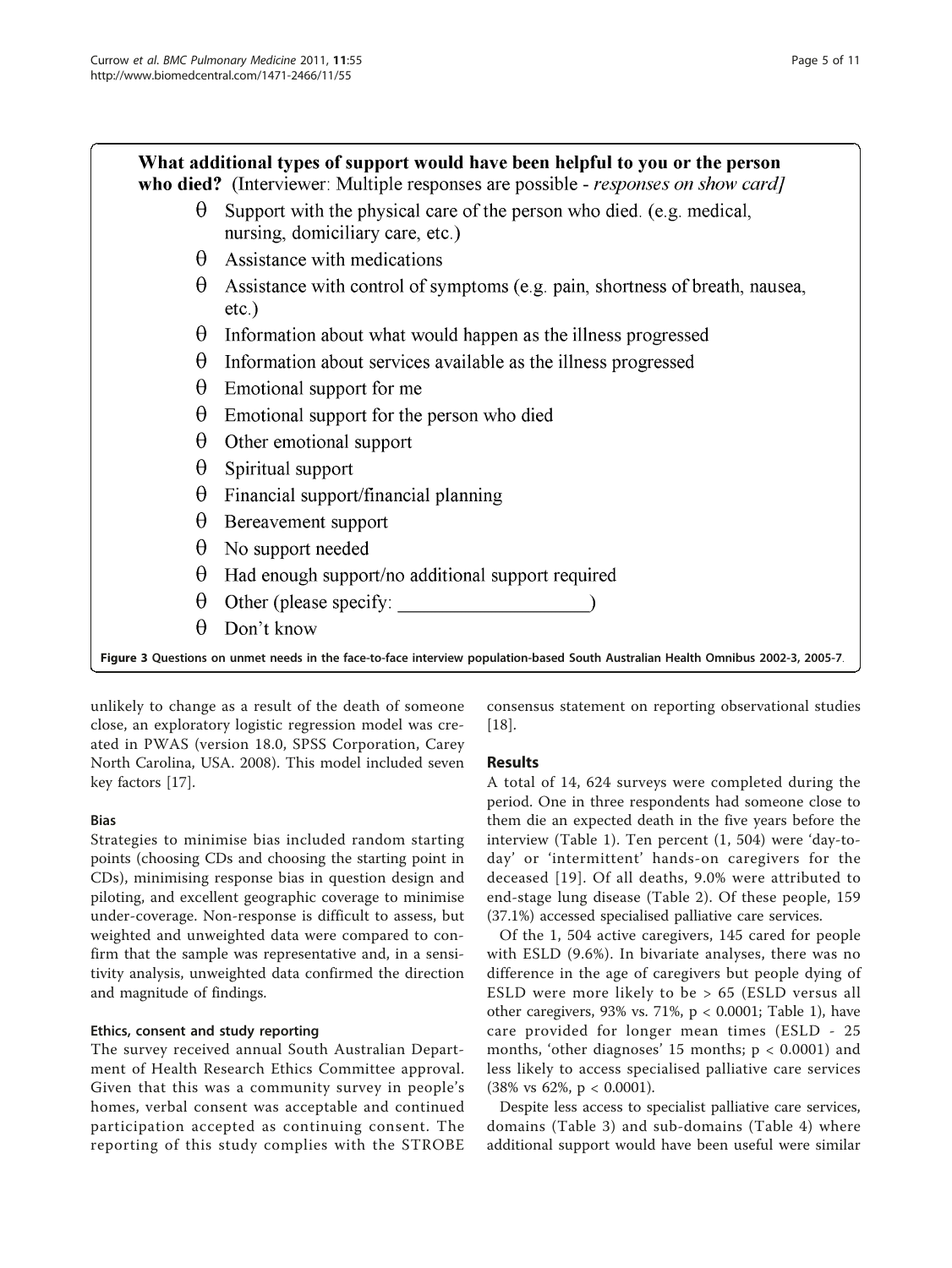**What additional types of support would have been helpful to you or the person who died?** (Interviewer: Multiple responses are possible - *responses on show card]*

- θ Support with the physical care of the person who died. (e.g. medical, nursing, domiciliary care, etc.)
- θ Assistance with medications
- θ Assistance with control of symptoms (e.g. pain, shortness of breath, nausea, etc.)
- θ Information about what would happen as the illness progressed
- θ Information about services available as the illness progressed
- θ Emotional support for me
- θ Emotional support for the person who died
- θ Other emotional support
- θ Spiritual support
- θ Financial support/financial planning
- θ Bereavement support
- θ No support needed
- θ Had enough support/no additional support required
- θ Other (please specify: ____________________)
- θ Don't know

**Figure 3 Questions on unmet needs in the face-to-face interview population-based South Australian Health Omnibus 2002-3, 2005-7**.

unlikely to change as a result of the death of someone close, an exploratory logistic regression model was created in PWAS (version 18.0, SPSS Corporation, Carey North Carolina, USA. 2008). This model included seven key factors [17].

#### Bias

Strategies to minimise bias included random starting points (choosing CDs and choosing the starting point in CDs), minimising response bias in question design and piloting, and excellent geographic coverage to minimise under-coverage. Non-response is difficult to assess, but weighted and unweighted data were compared to confirm that the sample was representative and, in a sensitivity analysis, unweighted data confirmed the direction and magnitude of findings.

#### Ethics, consent and study reporting

The survey received annual South Australian Department of Health Research Ethics Committee approval. Given that this was a community survey in people's homes, verbal consent was acceptable and continued participation accepted as continuing consent. The reporting of this study complies with the STROBE consensus statement on reporting observational studies [18].

## Results

A total of 14, 624 surveys were completed during the period. One in three respondents had someone close to them die an expected death in the five years before the interview (Table 1). Ten percent (1, 504) were 'day-to-day' or 'intermittent' hands-on caregivers for the deceased [19]. Of all deaths, 9.0% were attributed to end-stage lung disease (Table 2). Of these people, 159 (37.1%) accessed specialised palliative care services.

Of the 1, 504 active caregivers, 145 cared for people with ESLD (9.6%). In bivariate analyses, there was no difference in the age of caregivers but people dying of ESLD were more likely to be > 65 (ESLD versus all other caregivers, 93% vs. 71%, $p < 0.0001$; Table 1), have care provided for longer mean times (ESLD - 25 months, 'other diagnoses' 15 months; $p < 0.0001$) and less likely to access specialised palliative care services (38% vs 62%, $p < 0.0001$).

Despite less access to specialist palliative care services, domains (Table 3) and sub-domains (Table 4) where additional support would have been useful were similar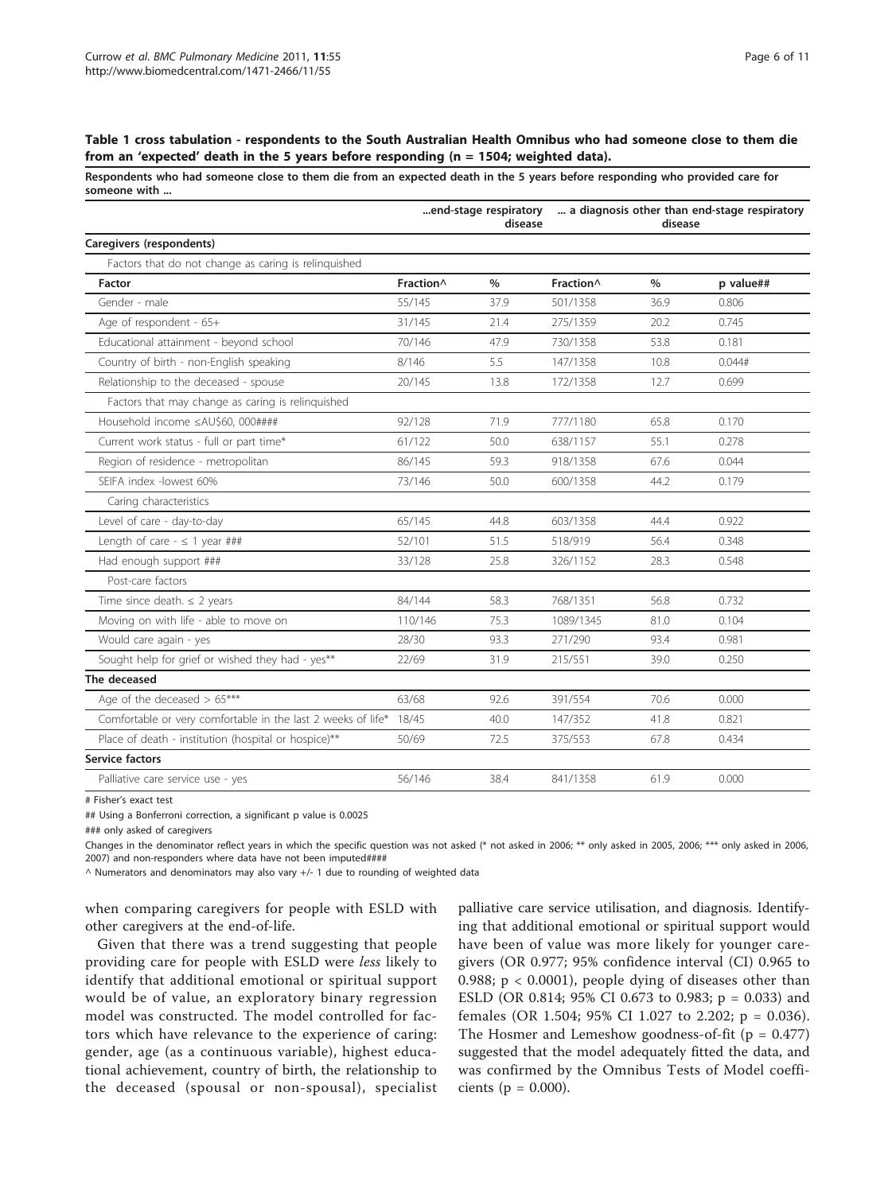**Table 1 cross tabulation - respondents to the South Australian Health Omnibus who had someone close to them die from an 'expected' death in the 5 years before responding (n = 1504; weighted data).**

Respondents who had someone close to them die from an expected death in the 5 years before responding who provided care for someone with ...

| | ...end-stage respiratory disease | | ... a diagnosis other than end-stage respiratory disease | | |
|---|---|---|---|---|---|
| **Caregivers (respondents)** | | | | | |
| Factors that do not change as caring is relinquished | | | | | |
| **Factor** | **Fraction^** | **%** | **Fraction^** | **%** | **p value##** |
| Gender - male | 55/145 | 37.9 | 501/1358 | 36.9 | 0.806 |
| Age of respondent - 65+ | 31/145 | 21.4 | 275/1359 | 20.2 | 0.745 |
| Educational attainment - beyond school | 70/146 | 47.9 | 730/1358 | 53.8 | 0.181 |
| Country of birth - non-English speaking | 8/146 | 5.5 | 147/1358 | 10.8 | 0.044# |
| Relationship to the deceased - spouse | 20/145 | 13.8 | 172/1358 | 12.7 | 0.699 |
| Factors that may change as caring is relinquished | | | | | |
| Household income ≤AU$60, 000#### | 92/128 | 71.9 | 777/1180 | 65.8 | 0.170 |
| Current work status - full or part time* | 61/122 | 50.0 | 638/1157 | 55.1 | 0.278 |
| Region of residence - metropolitan | 86/145 | 59.3 | 918/1358 | 67.6 | 0.044 |
| SEIFA index -lowest 60% | 73/146 | 50.0 | 600/1358 | 44.2 | 0.179 |
| Caring characteristics | | | | | |
| Level of care - day-to-day | 65/145 | 44.8 | 603/1358 | 44.4 | 0.922 |
| Length of care - ≤ 1 year ### | 52/101 | 51.5 | 518/919 | 56.4 | 0.348 |
| Had enough support ### | 33/128 | 25.8 | 326/1152 | 28.3 | 0.548 |
| Post-care factors | | | | | |
| Time since death. ≤ 2 years | 84/144 | 58.3 | 768/1351 | 56.8 | 0.732 |
| Moving on with life - able to move on | 110/146 | 75.3 | 1089/1345 | 81.0 | 0.104 |
| Would care again - yes | 28/30 | 93.3 | 271/290 | 93.4 | 0.981 |
| Sought help for grief or wished they had - yes** | 22/69 | 31.9 | 215/551 | 39.0 | 0.250 |
| **The deceased** | | | | | |
| Age of the deceased > 65*** | 63/68 | 92.6 | 391/554 | 70.6 | 0.000 |
| Comfortable or very comfortable in the last 2 weeks of life* | 18/45 | 40.0 | 147/352 | 41.8 | 0.821 |
| Place of death - institution (hospital or hospice)** | 50/69 | 72.5 | 375/553 | 67.8 | 0.434 |
| **Service factors** | | | | | |
| Palliative care service use - yes | 56/146 | 38.4 | 841/1358 | 61.9 | 0.000 |

# Fisher's exact test

## Using a Bonferroni correction, a significant p value is 0.0025

### only asked of caregivers

Changes in the denominator reflect years in which the specific question was not asked (* not asked in 2006; ** only asked in 2005, 2006; *** only asked in 2006, 2007) and non-responders where data have not been imputed####

^ Numerators and denominators may also vary +/- 1 due to rounding of weighted data

when comparing caregivers for people with ESLD with other caregivers at the end-of-life.

Given that there was a trend suggesting that people providing care for people with ESLD were *less* likely to identify that additional emotional or spiritual support would be of value, an exploratory binary regression model was constructed. The model controlled for factors which have relevance to the experience of caring: gender, age (as a continuous variable), highest educational achievement, country of birth, the relationship to the deceased (spousal or non-spousal), specialist palliative care service utilisation, and diagnosis. Identifying that additional emotional or spiritual support would have been of value was more likely for younger caregivers (OR 0.977; 95% confidence interval (CI) 0.965 to 0.988; $p < 0.0001$), people dying of diseases other than ESLD (OR 0.814; 95% CI 0.673 to 0.983; $p = 0.033$) and females (OR 1.504; 95% CI 1.027 to 2.202; $p = 0.036$). The Hosmer and Lemeshow goodness-of-fit ($p = 0.477$) suggested that the model adequately fitted the data, and was confirmed by the Omnibus Tests of Model coefficients ($p = 0.000$).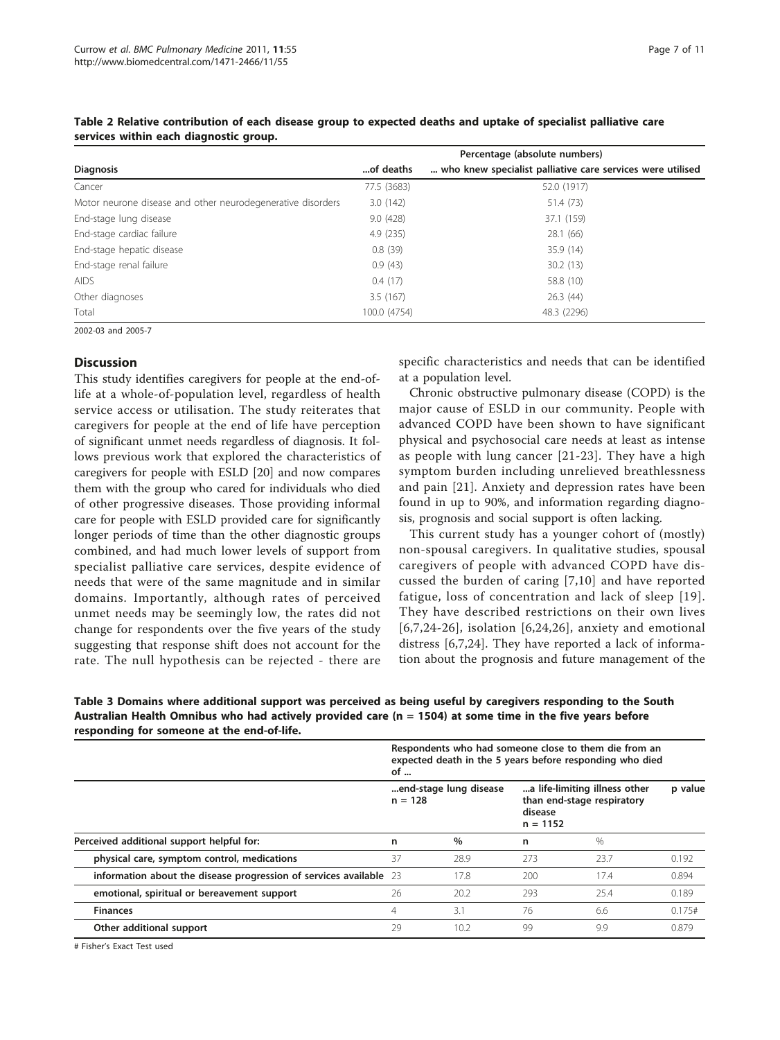**Table 2 Relative contribution of each disease group to expected deaths and uptake of specialist palliative care services within each diagnostic group.**

| | Percentage (absolute numbers) | |
|---|---|---|
| **Diagnosis** | **...of deaths** | **... who knew specialist palliative care services were utilised** |
| Cancer | 77.5 (3683) | 52.0 (1917) |
| Motor neurone disease and other neurodegenerative disorders | 3.0 (142) | 51.4 (73) |
| End-stage lung disease | 9.0 (428) | 37.1 (159) |
| End-stage cardiac failure | 4.9 (235) | 28.1 (66) |
| End-stage hepatic disease | 0.8 (39) | 35.9 (14) |
| End-stage renal failure | 0.9 (43) | 30.2 (13) |
| AIDS | 0.4 (17) | 58.8 (10) |
| Other diagnoses | 3.5 (167) | 26.3 (44) |
| Total | 100.0 (4754) | 48.3 (2296) |

2002-03 and 2005-7

## Discussion

This study identifies caregivers for people at the end-of-life at a whole-of-population level, regardless of health service access or utilisation. The study reiterates that caregivers for people at the end of life have perception of significant unmet needs regardless of diagnosis. It follows previous work that explored the characteristics of caregivers for people with ESLD [20] and now compares them with the group who cared for individuals who died of other progressive diseases. Those providing informal care for people with ESLD provided care for significantly longer periods of time than the other diagnostic groups combined, and had much lower levels of support from specialist palliative care services, despite evidence of needs that were of the same magnitude and in similar domains. Importantly, although rates of perceived unmet needs may be seemingly low, the rates did not change for respondents over the five years of the study suggesting that response shift does not account for the rate. The null hypothesis can be rejected - there are specific characteristics and needs that can be identified at a population level.

Chronic obstructive pulmonary disease (COPD) is the major cause of ESLD in our community. People with advanced COPD have been shown to have significant physical and psychosocial care needs at least as intense as people with lung cancer [21-23]. They have a high symptom burden including unrelieved breathlessness and pain [21]. Anxiety and depression rates have been found in up to 90%, and information regarding diagnosis, prognosis and social support is often lacking.

This current study has a younger cohort of (mostly) non-spousal caregivers. In qualitative studies, spousal caregivers of people with advanced COPD have discussed the burden of caring [7,10] and have reported fatigue, loss of concentration and lack of sleep [19]. They have described restrictions on their own lives [6,7,24-26], isolation [6,24,26], anxiety and emotional distress [6,7,24]. They have reported a lack of information about the prognosis and future management of the

**Table 3 Domains where additional support was perceived as being useful by caregivers responding to the South Australian Health Omnibus who had actively provided care (n = 1504) at some time in the five years before responding for someone at the end-of-life.**

| | Respondents who had someone close to them die from an expected death in the 5 years before responding who died of ... | | | | |
|---|---|---|---|---|---|
| | ...end-stage lung disease n = 128 | | ...a life-limiting illness other than end-stage respiratory disease n = 1152 | | p value |
| **Perceived additional support helpful for:** | **n** | **%** | **n** | **%** | |
| **physical care, symptom control, medications** | 37 | 28.9 | 273 | 23.7 | 0.192 |
| **information about the disease progression of services available** | 23 | 17.8 | 200 | 17.4 | 0.894 |
| **emotional, spiritual or bereavement support** | 26 | 20.2 | 293 | 25.4 | 0.189 |
| **Finances** | 4 | 3.1 | 76 | 6.6 | 0.175# |
| **Other additional support** | 29 | 10.2 | 99 | 9.9 | 0.879 |

# Fisher's Exact Test used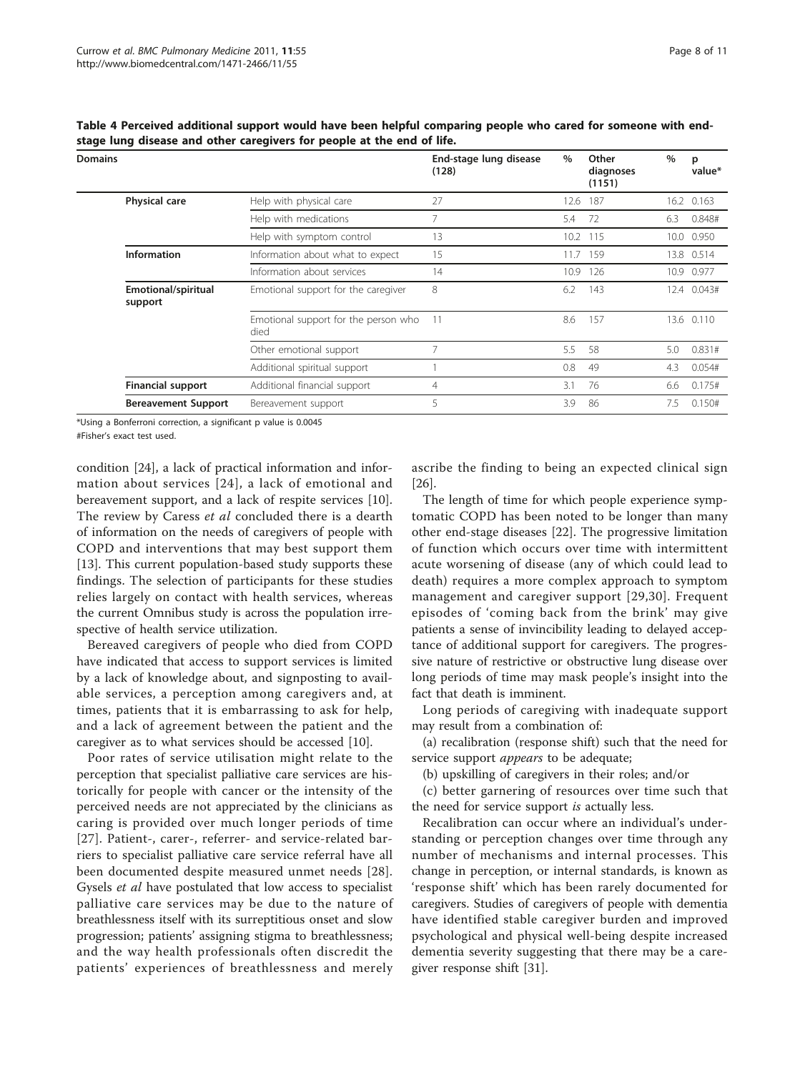**Table 4 Perceived additional support would have been helpful comparing people who cared for someone with end-stage lung disease and other caregivers for people at the end of life.**

| Domains | | End-stage lung disease (128) | % | Other diagnoses (1151) | % | p value* |
|---|---|---|---|---|---|---|
| **Physical care** | Help with physical care | 27 | 12.6 | 187 | 16.2 | 0.163 |
| | Help with medications | 7 | 5.4 | 72 | 6.3 | 0.848# |
| | Help with symptom control | 13 | 10.2 | 115 | 10.0 | 0.950 |
| **Information** | Information about what to expect | 15 | 11.7 | 159 | 13.8 | 0.514 |
| | Information about services | 14 | 10.9 | 126 | 10.9 | 0.977 |
| **Emotional/spiritual support** | Emotional support for the caregiver | 8 | 6.2 | 143 | 12.4 | 0.043# |
| | Emotional support for the person who died | 11 | 8.6 | 157 | 13.6 | 0.110 |
| | Other emotional support | 7 | 5.5 | 58 | 5.0 | 0.831# |
| | Additional spiritual support | 1 | 0.8 | 49 | 4.3 | 0.054# |
| **Financial support** | Additional financial support | 4 | 3.1 | 76 | 6.6 | 0.175# |
| **Bereavement Support** | Bereavement support | 5 | 3.9 | 86 | 7.5 | 0.150# |

*Using a Bonferroni correction, a significant p value is 0.0045

#Fisher's exact test used.

condition [24], a lack of practical information and information about services [24], a lack of emotional and bereavement support, and a lack of respite services [10]. The review by Caress *et al* concluded there is a dearth of information on the needs of caregivers of people with COPD and interventions that may best support them [13]. This current population-based study supports these findings. The selection of participants for these studies relies largely on contact with health services, whereas the current Omnibus study is across the population irrespective of health service utilization.

Bereaved caregivers of people who died from COPD have indicated that access to support services is limited by a lack of knowledge about, and signposting to available services, a perception among caregivers and, at times, patients that it is embarrassing to ask for help, and a lack of agreement between the patient and the caregiver as to what services should be accessed [10].

Poor rates of service utilisation might relate to the perception that specialist palliative care services are historically for people with cancer or the intensity of the perceived needs are not appreciated by the clinicians as caring is provided over much longer periods of time [27]. Patient-, carer-, referrer- and service-related barriers to specialist palliative care service referral have all been documented despite measured unmet needs [28]. Gysels *et al* have postulated that low access to specialist palliative care services may be due to the nature of breathlessness itself with its surreptitious onset and slow progression; patients' assigning stigma to breathlessness; and the way health professionals often discredit the patients' experiences of breathlessness and merely ascribe the finding to being an expected clinical sign [26].

The length of time for which people experience symptomatic COPD has been noted to be longer than many other end-stage diseases [22]. The progressive limitation of function which occurs over time with intermittent acute worsening of disease (any of which could lead to death) requires a more complex approach to symptom management and caregiver support [29,30]. Frequent episodes of 'coming back from the brink' may give patients a sense of invincibility leading to delayed acceptance of additional support for caregivers. The progressive nature of restrictive or obstructive lung disease over long periods of time may mask people's insight into the fact that death is imminent.

Long periods of caregiving with inadequate support may result from a combination of:

(a) recalibration (response shift) such that the need for service support *appears* to be adequate;

(b) upskilling of caregivers in their roles; and/or

(c) better garnering of resources over time such that the need for service support *is* actually less.

Recalibration can occur where an individual's understanding or perception changes over time through any number of mechanisms and internal processes. This change in perception, or internal standards, is known as 'response shift' which has been rarely documented for caregivers. Studies of caregivers of people with dementia have identified stable caregiver burden and improved psychological and physical well-being despite increased dementia severity suggesting that there may be a caregiver response shift [31].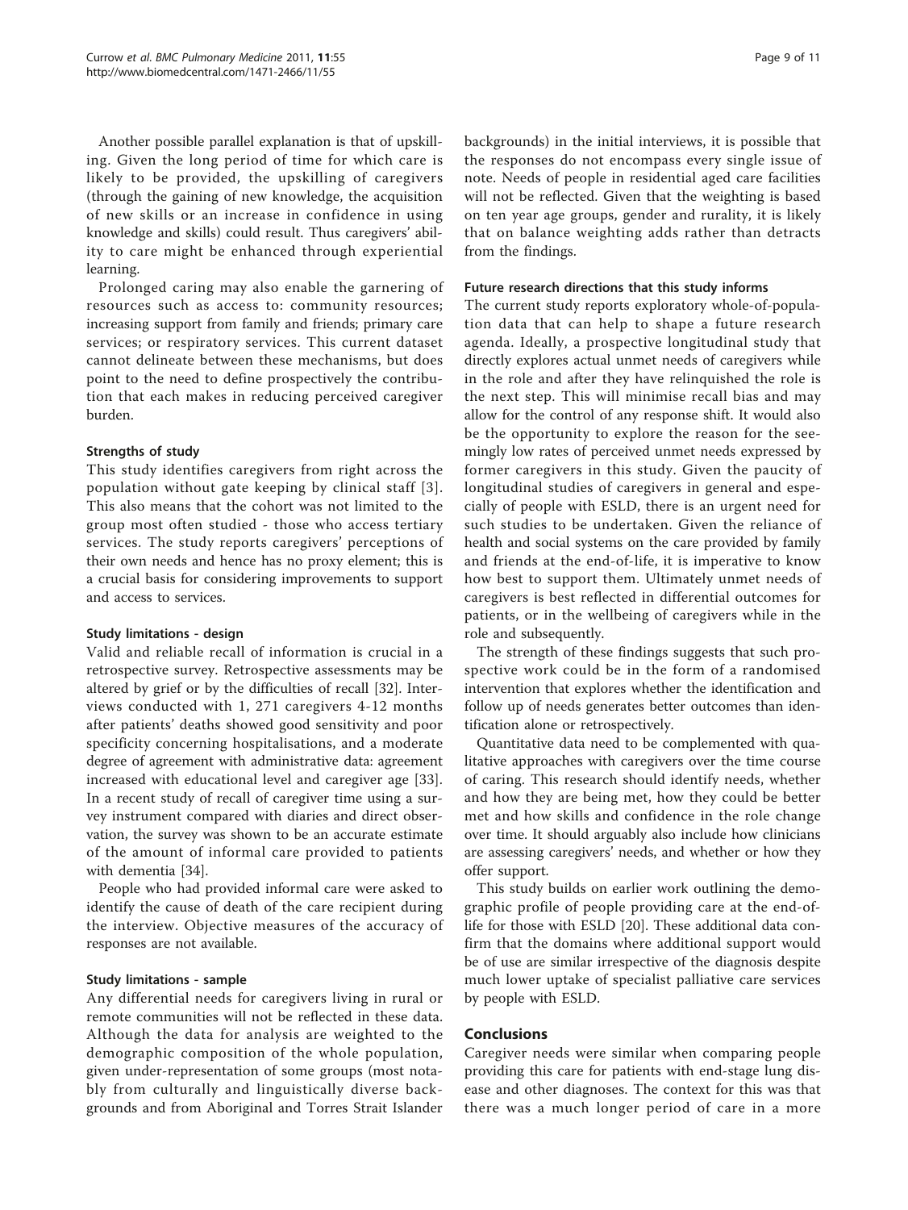Another possible parallel explanation is that of upskilling. Given the long period of time for which care is likely to be provided, the upskilling of caregivers (through the gaining of new knowledge, the acquisition of new skills or an increase in confidence in using knowledge and skills) could result. Thus caregivers' ability to care might be enhanced through experiential learning.

Prolonged caring may also enable the garnering of resources such as access to: community resources; increasing support from family and friends; primary care services; or respiratory services. This current dataset cannot delineate between these mechanisms, but does point to the need to define prospectively the contribution that each makes in reducing perceived caregiver burden.

### Strengths of study

This study identifies caregivers from right across the population without gate keeping by clinical staff [3]. This also means that the cohort was not limited to the group most often studied - those who access tertiary services. The study reports caregivers' perceptions of their own needs and hence has no proxy element; this is a crucial basis for considering improvements to support and access to services.

### Study limitations - design

Valid and reliable recall of information is crucial in a retrospective survey. Retrospective assessments may be altered by grief or by the difficulties of recall [32]. Interviews conducted with 1, 271 caregivers 4-12 months after patients' deaths showed good sensitivity and poor specificity concerning hospitalisations, and a moderate degree of agreement with administrative data: agreement increased with educational level and caregiver age [33]. In a recent study of recall of caregiver time using a survey instrument compared with diaries and direct observation, the survey was shown to be an accurate estimate of the amount of informal care provided to patients with dementia [34].

People who had provided informal care were asked to identify the cause of death of the care recipient during the interview. Objective measures of the accuracy of responses are not available.

### Study limitations - sample

Any differential needs for caregivers living in rural or remote communities will not be reflected in these data. Although the data for analysis are weighted to the demographic composition of the whole population, given under-representation of some groups (most notably from culturally and linguistically diverse backgrounds and from Aboriginal and Torres Strait Islander backgrounds) in the initial interviews, it is possible that the responses do not encompass every single issue of note. Needs of people in residential aged care facilities will not be reflected. Given that the weighting is based on ten year age groups, gender and rurality, it is likely that on balance weighting adds rather than detracts from the findings.

### Future research directions that this study informs

The current study reports exploratory whole-of-population data that can help to shape a future research agenda. Ideally, a prospective longitudinal study that directly explores actual unmet needs of caregivers while in the role and after they have relinquished the role is the next step. This will minimise recall bias and may allow for the control of any response shift. It would also be the opportunity to explore the reason for the seemingly low rates of perceived unmet needs expressed by former caregivers in this study. Given the paucity of longitudinal studies of caregivers in general and especially of people with ESLD, there is an urgent need for such studies to be undertaken. Given the reliance of health and social systems on the care provided by family and friends at the end-of-life, it is imperative to know how best to support them. Ultimately unmet needs of caregivers is best reflected in differential outcomes for patients, or in the wellbeing of caregivers while in the role and subsequently.

The strength of these findings suggests that such prospective work could be in the form of a randomised intervention that explores whether the identification and follow up of needs generates better outcomes than identification alone or retrospectively.

Quantitative data need to be complemented with qualitative approaches with caregivers over the time course of caring. This research should identify needs, whether and how they are being met, how they could be better met and how skills and confidence in the role change over time. It should arguably also include how clinicians are assessing caregivers' needs, and whether or how they offer support.

This study builds on earlier work outlining the demographic profile of people providing care at the end-of-life for those with ESLD [20]. These additional data confirm that the domains where additional support would be of use are similar irrespective of the diagnosis despite much lower uptake of specialist palliative care services by people with ESLD.

## Conclusions

Caregiver needs were similar when comparing people providing this care for patients with end-stage lung disease and other diagnoses. The context for this was that there was a much longer period of care in a more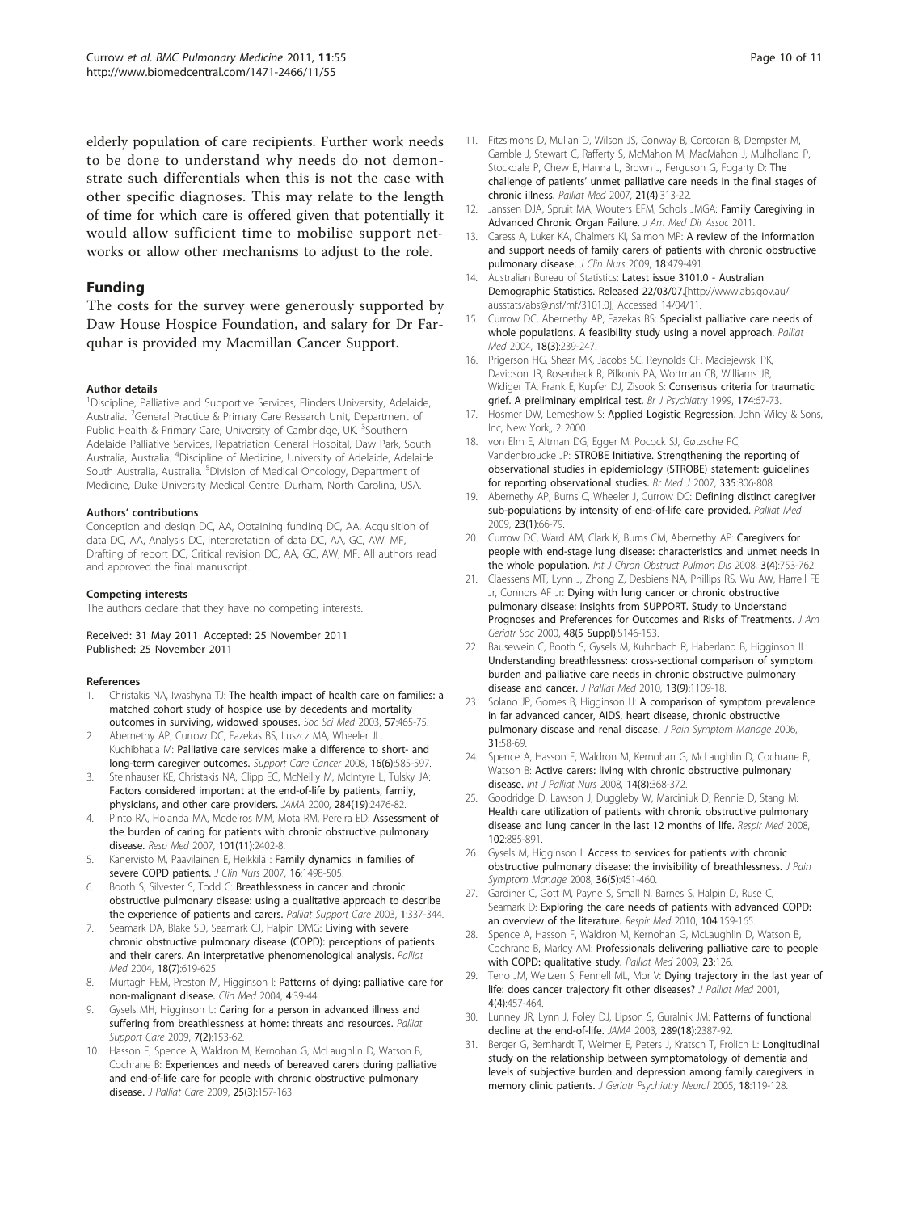elderly population of care recipients. Further work needs to be done to understand why needs do not demonstrate such differentials when this is not the case with other specific diagnoses. This may relate to the length of time for which care is offered given that potentially it would allow sufficient time to mobilise support networks or allow other mechanisms to adjust to the role.

## Funding

The costs for the survey were generously supported by Daw House Hospice Foundation, and salary for Dr Farquhar is provided my Macmillan Cancer Support.

#### Author details

[1]Discipline, Palliative and Supportive Services, Flinders University, Adelaide, Australia. [2]General Practice & Primary Care Research Unit, Department of Public Health & Primary Care, University of Cambridge, UK. [3]Southern Adelaide Palliative Services, Repatriation General Hospital, Daw Park, South Australia, Australia. [4]Discipline of Medicine, University of Adelaide, Adelaide. South Australia, Australia. [5]Division of Medical Oncology, Department of Medicine, Duke University Medical Centre, Durham, North Carolina, USA.

#### Authors' contributions

Conception and design DC, AA, Obtaining funding DC, AA, Acquisition of data DC, AA, Analysis DC, Interpretation of data DC, AA, GC, AW, MF, Drafting of report DC, Critical revision DC, AA, GC, AW, MF. All authors read and approved the final manuscript.

#### Competing interests

The authors declare that they have no competing interests.

Received: 31 May 2011 Accepted: 25 November 2011
Published: 25 November 2011

#### References

1. Christakis NA, Iwashyna TJ: **The health impact of health care on families: a matched cohort study of hospice use by decedents and mortality outcomes in surviving, widowed spouses.** *Soc Sci Med* 2003, **57**:465-75.
2. Abernethy AP, Currow DC, Fazekas BS, Luszcz MA, Wheeler JL, Kuchibhatla M: **Palliative care services make a difference to short- and long-term caregiver outcomes.** *Support Care Cancer* 2008, **16(6)**:585-597.
3. Steinhauser KE, Christakis NA, Clipp EC, McNeilly M, McIntyre L, Tulsky JA: **Factors considered important at the end-of-life by patients, family, physicians, and other care providers.** *JAMA* 2000, **284(19)**:2476-82.
4. Pinto RA, Holanda MA, Medeiros MM, Mota RM, Pereira ED: **Assessment of the burden of caring for patients with chronic obstructive pulmonary disease.** *Resp Med* 2007, **101(11)**:2402-8.
5. Kanervisto M, Paavilainen E, Heikkilä : **Family dynamics in families of severe COPD patients.** *J Clin Nurs* 2007, **16**:1498-505.
6. Booth S, Silvester S, Todd C: **Breathlessness in cancer and chronic obstructive pulmonary disease: using a qualitative approach to describe the experience of patients and carers.** *Palliat Support Care* 2003, **1**:337-344.
7. Seamark DA, Blake SD, Seamark CJ, Halpin DMG: **Living with severe chronic obstructive pulmonary disease (COPD): perceptions of patients and their carers. An interpretative phenomenological analysis.** *Palliat Med* 2004, **18(7)**:619-625.
8. Murtagh FEM, Preston M, Higginson I: **Patterns of dying: palliative care for non-malignant disease.** *Clin Med* 2004, **4**:39-44.
9. Gysels MH, Higginson IJ: **Caring for a person in advanced illness and suffering from breathlessness at home: threats and resources.** *Palliat Support Care* 2009, **7(2)**:153-62.
10. Hasson F, Spence A, Waldron M, Kernohan G, McLaughlin D, Watson B, Cochrane B: **Experiences and needs of bereaved carers during palliative and end-of-life care for people with chronic obstructive pulmonary disease.** *J Palliat Care* 2009, **25(3)**:157-163.
11. Fitzsimons D, Mullan D, Wilson JS, Conway B, Corcoran B, Dempster M, Gamble J, Stewart C, Rafferty S, McMahon M, MacMahon J, Mulholland P, Stockdale P, Chew E, Hanna L, Brown J, Ferguson G, Fogarty D: **The challenge of patients' unmet palliative care needs in the final stages of chronic illness.** *Palliat Med* 2007, **21(4)**:313-22.
12. Janssen DJA, Spruit MA, Wouters EFM, Schols JMGA: **Family Caregiving in Advanced Chronic Organ Failure.** *J Am Med Dir Assoc* 2011.
13. Caress A, Luker KA, Chalmers KI, Salmon MP: **A review of the information and support needs of family carers of patients with chronic obstructive pulmonary disease.** *J Clin Nurs* 2009, **18**:479-491.
14. Australian Bureau of Statistics: **Latest issue 3101.0 - Australian Demographic Statistics. Released 22/03/07.**[http://www.abs.gov.au/ausstats/abs@.nsf/mf/3101.0], Accessed 14/04/11.
15. Currow DC, Abernethy AP, Fazekas BS: **Specialist palliative care needs of whole populations. A feasibility study using a novel approach.** *Palliat Med* 2004, **18(3)**:239-247.
16. Prigerson HG, Shear MK, Jacobs SC, Reynolds CF, Maciejewski PK, Davidson JR, Rosenheck R, Pilkonis PA, Wortman CB, Williams JB, Widiger TA, Frank E, Kupfer DJ, Zisook S: **Consensus criteria for traumatic grief. A preliminary empirical test.** *Br J Psychiatry* 1999, **174**:67-73.
17. Hosmer DW, Lemeshow S: **Applied Logistic Regression.** John Wiley & Sons, Inc, New York;, 2 2000.
18. von Elm E, Altman DG, Egger M, Pocock SJ, Gøtzsche PC, Vandenbroucke JP: **STROBE Initiative. Strengthening the reporting of observational studies in epidemiology (STROBE) statement: guidelines for reporting observational studies.** *Br Med J* 2007, **335**:806-808.
19. Abernethy AP, Burns C, Wheeler J, Currow DC: **Defining distinct caregiver sub-populations by intensity of end-of-life care provided.** *Palliat Med* 2009, **23(1)**:66-79.
20. Currow DC, Ward AM, Clark K, Burns CM, Abernethy AP: **Caregivers for people with end-stage lung disease: characteristics and unmet needs in the whole population.** *Int J Chron Obstruct Pulmon Dis* 2008, **3(4)**:753-762.
21. Claessens MT, Lynn J, Zhong Z, Desbiens NA, Phillips RS, Wu AW, Harrell FE Jr, Connors AF Jr: **Dying with lung cancer or chronic obstructive pulmonary disease: insights from SUPPORT. Study to Understand Prognoses and Preferences for Outcomes and Risks of Treatments.** *J Am Geriatr Soc* 2000, **48(5 Suppl)**:S146-153.
22. Bausewein C, Booth S, Gysels M, Kuhnbach R, Haberland B, Higginson IL: **Understanding breathlessness: cross-sectional comparison of symptom burden and palliative care needs in chronic obstructive pulmonary disease and cancer.** *J Palliat Med* 2010, **13(9)**:1109-18.
23. Solano JP, Gomes B, Higginson IJ: **A comparison of symptom prevalence in far advanced cancer, AIDS, heart disease, chronic obstructive pulmonary disease and renal disease.** *J Pain Symptom Manage* 2006, **31**:58-69.
24. Spence A, Hasson F, Waldron M, Kernohan G, McLaughlin D, Cochrane B, Watson B: **Active carers: living with chronic obstructive pulmonary disease.** *Int J Palliat Nurs* 2008, **14(8)**:368-372.
25. Goodridge D, Lawson J, Duggleby W, Marciniuk D, Rennie D, Stang M: **Health care utilization of patients with chronic obstructive pulmonary disease and lung cancer in the last 12 months of life.** *Respir Med* 2008, **102**:885-891.
26. Gysels M, Higginson I: **Access to services for patients with chronic obstructive pulmonary disease: the invisibility of breathlessness.** *J Pain Symptom Manage* 2008, **36(5)**:451-460.
27. Gardiner C, Gott M, Payne S, Small N, Barnes S, Halpin D, Ruse C, Seamark D: **Exploring the care needs of patients with advanced COPD: an overview of the literature.** *Respir Med* 2010, **104**:159-165.
28. Spence A, Hasson F, Waldron M, Kernohan G, McLaughlin D, Watson B, Cochrane B, Marley AM: **Professionals delivering palliative care to people with COPD: qualitative study.** *Palliat Med* 2009, **23**:126.
29. Teno JM, Weitzen S, Fennell ML, Mor V: **Dying trajectory in the last year of life: does cancer trajectory fit other diseases?** *J Palliat Med* 2001, **4(4)**:457-464.
30. Lunney JR, Lynn J, Foley DJ, Lipson S, Guralnik JM: **Patterns of functional decline at the end-of-life.** *JAMA* 2003, **289(18)**:2387-92.
31. Berger G, Bernhardt T, Weimer E, Peters J, Kratsch T, Frolich L: **Longitudinal study on the relationship between symptomatology of dementia and levels of subjective burden and depression among family caregivers in memory clinic patients.** *J Geriatr Psychiatry Neurol* 2005, **18**:119-128.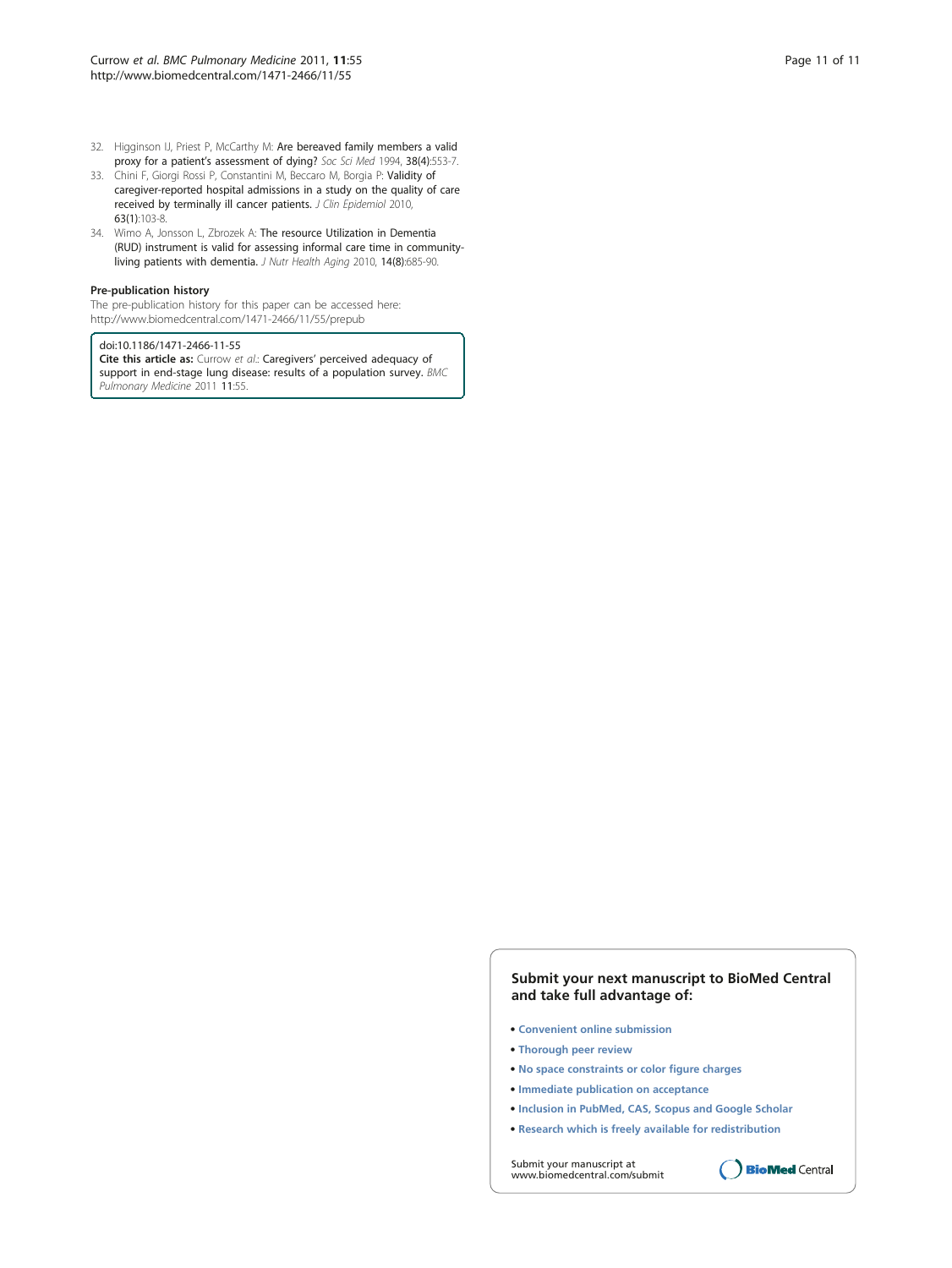32. Higginson IJ, Priest P, McCarthy M: **Are bereaved family members a valid proxy for a patient's assessment of dying?** *Soc Sci Med* 1994, **38(4)**:553-7.
33. Chini F, Giorgi Rossi P, Constantini M, Beccaro M, Borgia P: **Validity of caregiver-reported hospital admissions in a study on the quality of care received by terminally ill cancer patients.** *J Clin Epidemiol* 2010, **63(1)**:103-8.
34. Wimo A, Jonsson L, Zbrozek A: **The resource Utilization in Dementia (RUD) instrument is valid for assessing informal care time in community-living patients with dementia.** *J Nutr Health Aging* 2010, **14(8)**:685-90.

#### Pre-publication history

The pre-publication history for this paper can be accessed here:
http://www.biomedcentral.com/1471-2466/11/55/prepub

doi:10.1186/1471-2466-11-55
**Cite this article as:** Currow *et al.*: Caregivers' perceived adequacy of support in end-stage lung disease: results of a population survey. *BMC Pulmonary Medicine* 2011 **11**:55.

**Submit your next manuscript to BioMed Central and take full advantage of:**

- **Convenient online submission**
- **Thorough peer review**
- **No space constraints or color figure charges**
- **Immediate publication on acceptance**
- **Inclusion in PubMed, CAS, Scopus and Google Scholar**
- **Research which is freely available for redistribution**

Submit your manuscript at
www.biomedcentral.com/submit

BioMed Central